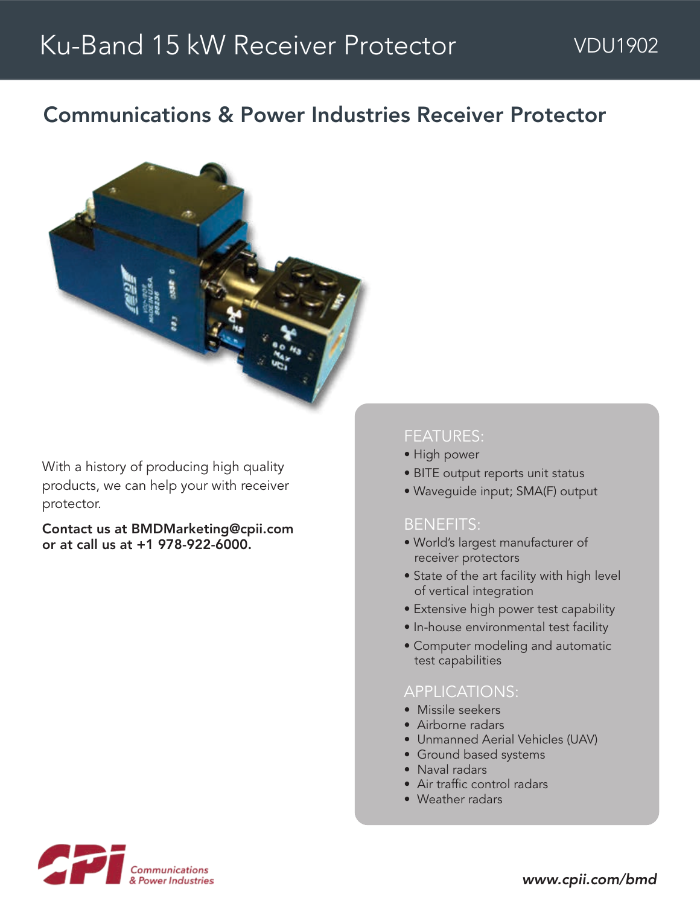# Ku-Band 15 kW Receiver Protector

VDU1902

## Communications & Power Industries Receiver Protector

With a history of producing high quality products, we can help your with receiver protector.

**Contact us at BMDMarketing@cpii.com or at call us at +1 978-922-6000.**

### FEATURES:

- High power
- BITE output reports unit status
- Waveguide input; SMA(F) output

### BENEFITS:

- World's largest manufacturer of receiver protectors
- State of the art facility with high level of vertical integration
- Extensive high power test capability
- In-house environmental test facility
- Computer modeling and automatic test capabilities

### APPLICATIONS:

- Missile seekers
- Airborne radars
- Unmanned Aerial Vehicles (UAV)
- Ground based systems
- Naval radars
- Air traffic control radars
- Weather radars

Communications & Power Industries

*www.cpii.com/bmd*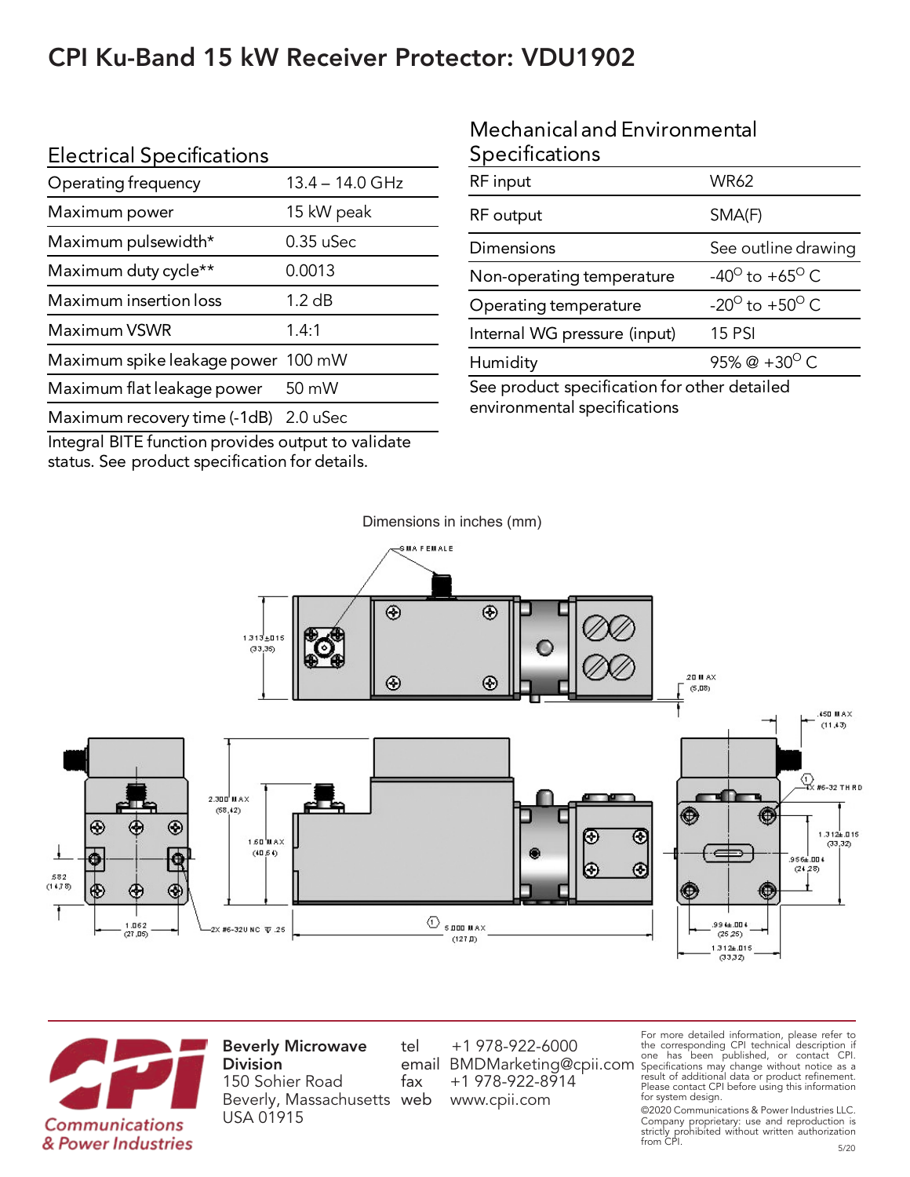# CPI Ku-Band 15 kW Receiver Protector: VDU1902

## Electrical Specifications

| | |
|---|---|
| Operating frequency | 13.4 – 14.0 GHz |
| Maximum power | 15 kW peak |
| Maximum pulsewidth* | 0.35 uSec |
| Maximum duty cycle** | 0.0013 |
| Maximum insertion loss | 1.2 dB |
| Maximum VSWR | 1.4:1 |
| Maximum spike leakage power | 100 mW |
| Maximum flat leakage power | 50 mW |
| Maximum recovery time (-1dB) | 2.0 uSec |

Integral BITE function provides output to validate status. See product specification for details.

## Mechanical and Environmental Specifications

| | |
|---|---|
| RF input | WR62 |
| RF output | SMA(F) |
| Dimensions | See outline drawing |
| Non-operating temperature | -40° to +65° C |
| Operating temperature | -20° to +50° C |
| Internal WG pressure (input) | 15 PSI |
| Humidity | 95% @ +30° C |

See product specification for other detailed environmental specifications

Dimensions in inches (mm)

SMA FEMALE
1.313±.015 (33.35)
.20 MAX (5.08)
.450 MAX (11.43)
2.300 MAX (58.42)
1.60 MAX (40.64)
.582 (14.78)
1.062 (27.05)
2X #6-32UNC ▽ .25
5.000 MAX (127.0)
4X #6-32 THRD
1.312±.015 (33.32)
.956±.004 (24.28)
.994±.004 (25.25)
1.312±.015 (33.32)

Communications & Power Industries

**Beverly Microwave Division**
150 Sohier Road
Beverly, Massachusetts
USA 01915

tel +1 978-922-6000
email BMDMarketing@cpii.com
fax +1 978-922-8914
web www.cpii.com

For more detailed information, please refer to the corresponding CPI technical description if one has been published, or contact CPI. Specifications may change without notice as a result of additional data or product refinement. Please contact CPI before using this information for system design.

©2020 Communications & Power Industries LLC. Company proprietary: use and reproduction is strictly prohibited without written authorization from CPI.

5/20